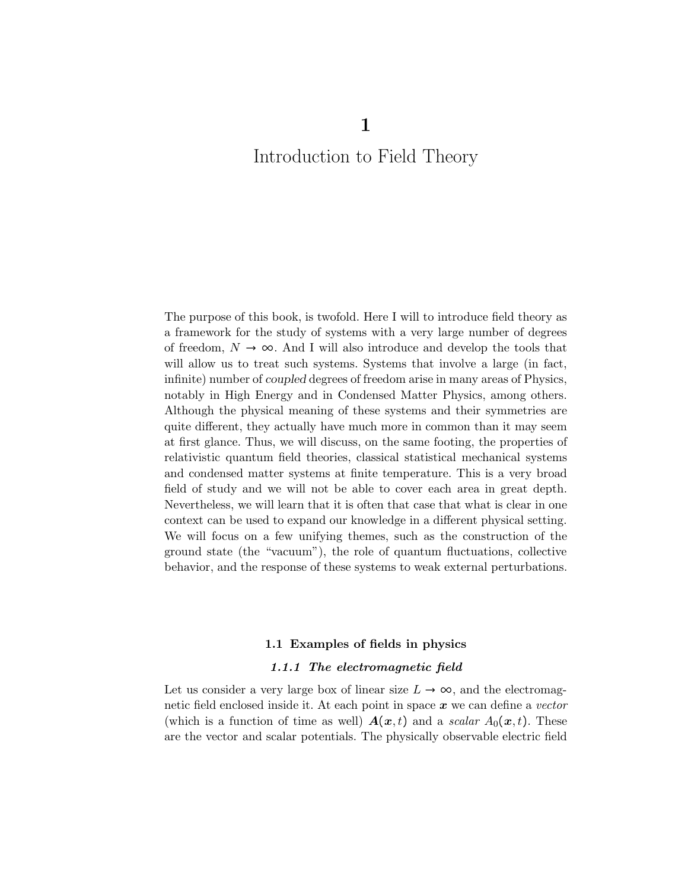# 1

# Introduction to Field Theory

The purpose of this book, is twofold. Here I will to introduce field theory as a framework for the study of systems with a very large number of degrees of freedom, $N \to \infty$. And I will also introduce and develop the tools that will allow us to treat such systems. Systems that involve a large (in fact, infinite) number of *coupled* degrees of freedom arise in many areas of Physics, notably in High Energy and in Condensed Matter Physics, among others. Although the physical meaning of these systems and their symmetries are quite different, they actually have much more in common than it may seem at first glance. Thus, we will discuss, on the same footing, the properties of relativistic quantum field theories, classical statistical mechanical systems and condensed matter systems at finite temperature. This is a very broad field of study and we will not be able to cover each area in great depth. Nevertheless, we will learn that it is often that case that what is clear in one context can be used to expand our knowledge in a different physical setting. We will focus on a few unifying themes, such as the construction of the ground state (the "vacuum"), the role of quantum fluctuations, collective behavior, and the response of these systems to weak external perturbations.

## 1.1 Examples of fields in physics

### *1.1.1 The electromagnetic field*

Let us consider a very large box of linear size $L \to \infty$, and the electromagnetic field enclosed inside it. At each point in space $\boldsymbol{x}$ we can define a *vector* (which is a function of time as well) $\boldsymbol{A}(\boldsymbol{x}, t)$ and a *scalar* $A_0(\boldsymbol{x}, t)$. These are the vector and scalar potentials. The physically observable electric field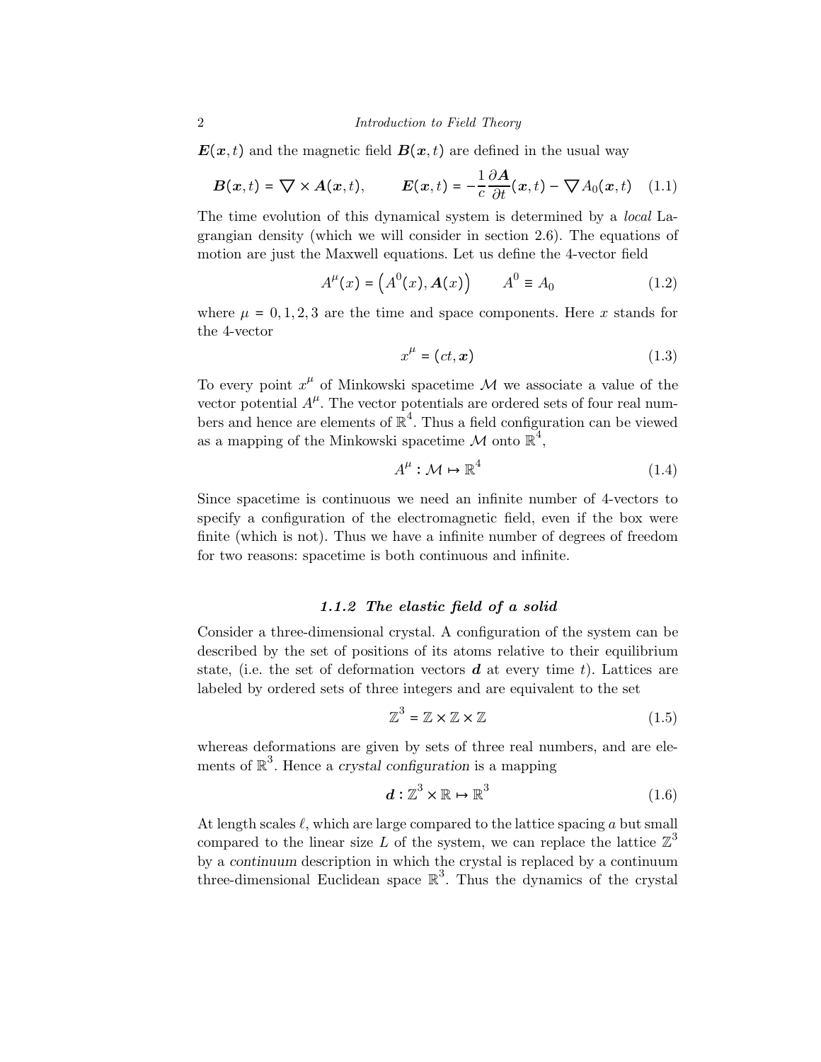$\boldsymbol{E}(\boldsymbol{x},t)$ and the magnetic field $\boldsymbol{B}(\boldsymbol{x},t)$ are defined in the usual way

$$\boldsymbol{B}(\boldsymbol{x},t) = \nabla \times \boldsymbol{A}(\boldsymbol{x},t), \qquad \boldsymbol{E}(\boldsymbol{x},t) = -\frac{1}{c}\frac{\partial \boldsymbol{A}}{\partial t}(\boldsymbol{x},t) - \nabla A_0(\boldsymbol{x},t) \quad (1.1)$$

The time evolution of this dynamical system is determined by a *local* Lagrangian density (which we will consider in section 2.6). The equations of motion are just the Maxwell equations. Let us define the 4-vector field

$$A^\mu(x) = \left(A^0(x), \boldsymbol{A}(x)\right) \qquad A^0 \equiv A_0 \quad (1.2)$$

where $\mu = 0, 1, 2, 3$ are the time and space components. Here $x$ stands for the 4-vector

$$x^\mu = (ct, \boldsymbol{x}) \quad (1.3)$$

To every point $x^\mu$ of Minkowski spacetime $\mathcal{M}$ we associate a value of the vector potential $A^\mu$. The vector potentials are ordered sets of four real numbers and hence are elements of $\mathbb{R}^4$. Thus a field configuration can be viewed as a mapping of the Minkowski spacetime $\mathcal{M}$ onto $\mathbb{R}^4$,

$$A^\mu : \mathcal{M} \mapsto \mathbb{R}^4 \quad (1.4)$$

Since spacetime is continuous we need an infinite number of 4-vectors to specify a configuration of the electromagnetic field, even if the box were finite (which is not). Thus we have a infinite number of degrees of freedom for two reasons: spacetime is both continuous and infinite.

### 1.1.2 The elastic field of a solid

Consider a three-dimensional crystal. A configuration of the system can be described by the set of positions of its atoms relative to their equilibrium state, (i.e. the set of deformation vectors $\boldsymbol{d}$ at every time $t$). Lattices are labeled by ordered sets of three integers and are equivalent to the set

$$\mathbb{Z}^3 = \mathbb{Z} \times \mathbb{Z} \times \mathbb{Z} \quad (1.5)$$

whereas deformations are given by sets of three real numbers, and are elements of $\mathbb{R}^3$. Hence a *crystal configuration* is a mapping

$$\boldsymbol{d} : \mathbb{Z}^3 \times \mathbb{R} \mapsto \mathbb{R}^3 \quad (1.6)$$

At length scales $\ell$, which are large compared to the lattice spacing $a$ but small compared to the linear size $L$ of the system, we can replace the lattice $\mathbb{Z}^3$ by a *continuum* description in which the crystal is replaced by a continuum three-dimensional Euclidean space $\mathbb{R}^3$. Thus the dynamics of the crystal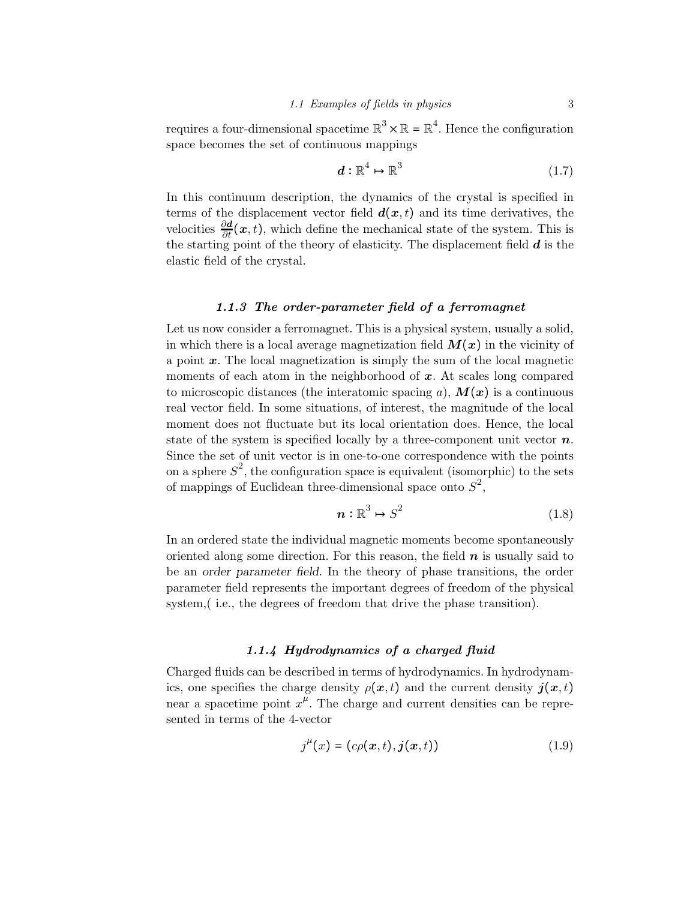requires a four-dimensional spacetime $\mathbb{R}^3 \times \mathbb{R} = \mathbb{R}^4$. Hence the configuration space becomes the set of continuous mappings

$$\boldsymbol{d} : \mathbb{R}^4 \mapsto \mathbb{R}^3 \tag{1.7}$$

In this continuum description, the dynamics of the crystal is specified in terms of the displacement vector field $\boldsymbol{d}(\boldsymbol{x}, t)$ and its time derivatives, the velocities $\frac{\partial \boldsymbol{d}}{\partial t}(\boldsymbol{x}, t)$, which define the mechanical state of the system. This is the starting point of the theory of elasticity. The displacement field $\boldsymbol{d}$ is the elastic field of the crystal.

### 1.1.3 The order-parameter field of a ferromagnet

Let us now consider a ferromagnet. This is a physical system, usually a solid, in which there is a local average magnetization field $\boldsymbol{M}(\boldsymbol{x})$ in the vicinity of a point $\boldsymbol{x}$. The local magnetization is simply the sum of the local magnetic moments of each atom in the neighborhood of $\boldsymbol{x}$. At scales long compared to microscopic distances (the interatomic spacing $a$), $\boldsymbol{M}(\boldsymbol{x})$ is a continuous real vector field. In some situations, of interest, the magnitude of the local moment does not fluctuate but its local orientation does. Hence, the local state of the system is specified locally by a three-component unit vector $\boldsymbol{n}$. Since the set of unit vector is in one-to-one correspondence with the points on a sphere $S^2$, the configuration space is equivalent (isomorphic) to the sets of mappings of Euclidean three-dimensional space onto $S^2$,

$$\boldsymbol{n} : \mathbb{R}^3 \mapsto S^2 \tag{1.8}$$

In an ordered state the individual magnetic moments become spontaneously oriented along some direction. For this reason, the field $\boldsymbol{n}$ is usually said to be an *order parameter field*. In the theory of phase transitions, the order parameter field represents the important degrees of freedom of the physical system,( i.e., the degrees of freedom that drive the phase transition).

### 1.1.4 Hydrodynamics of a charged fluid

Charged fluids can be described in terms of hydrodynamics. In hydrodynamics, one specifies the charge density $\rho(\boldsymbol{x}, t)$ and the current density $\boldsymbol{j}(\boldsymbol{x}, t)$ near a spacetime point $x^\mu$. The charge and current densities can be represented in terms of the 4-vector

$$j^\mu(x) = (c\rho(\boldsymbol{x}, t), \boldsymbol{j}(\boldsymbol{x}, t)) \tag{1.9}$$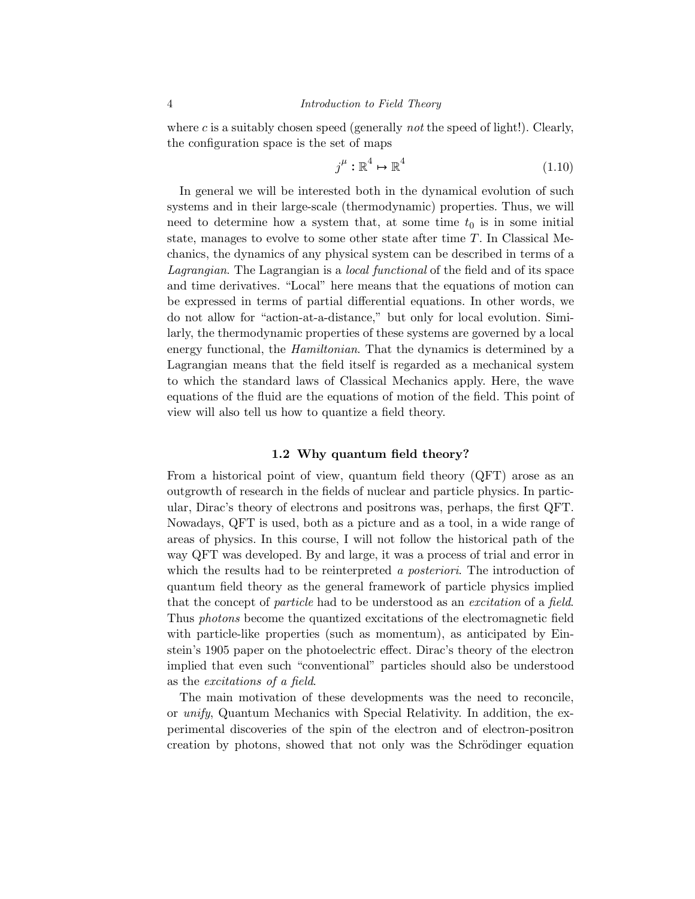where $c$ is a suitably chosen speed (generally *not* the speed of light!). Clearly, the configuration space is the set of maps

$$j^\mu : \mathbb{R}^4 \mapsto \mathbb{R}^4 \tag{1.10}$$

In general we will be interested both in the dynamical evolution of such systems and in their large-scale (thermodynamic) properties. Thus, we will need to determine how a system that, at some time $t_0$ is in some initial state, manages to evolve to some other state after time $T$. In Classical Mechanics, the dynamics of any physical system can be described in terms of a *Lagrangian*. The Lagrangian is a *local functional* of the field and of its space and time derivatives. "Local" here means that the equations of motion can be expressed in terms of partial differential equations. In other words, we do not allow for "action-at-a-distance," but only for local evolution. Similarly, the thermodynamic properties of these systems are governed by a local energy functional, the *Hamiltonian*. That the dynamics is determined by a Lagrangian means that the field itself is regarded as a mechanical system to which the standard laws of Classical Mechanics apply. Here, the wave equations of the fluid are the equations of motion of the field. This point of view will also tell us how to quantize a field theory.

## 1.2 Why quantum field theory?

From a historical point of view, quantum field theory (QFT) arose as an outgrowth of research in the fields of nuclear and particle physics. In particular, Dirac's theory of electrons and positrons was, perhaps, the first QFT. Nowadays, QFT is used, both as a picture and as a tool, in a wide range of areas of physics. In this course, I will not follow the historical path of the way QFT was developed. By and large, it was a process of trial and error in which the results had to be reinterpreted *a posteriori*. The introduction of quantum field theory as the general framework of particle physics implied that the concept of *particle* had to be understood as an *excitation* of a *field*. Thus *photons* become the quantized excitations of the electromagnetic field with particle-like properties (such as momentum), as anticipated by Einstein's 1905 paper on the photoelectric effect. Dirac's theory of the electron implied that even such "conventional" particles should also be understood as the *excitations of a field*.

The main motivation of these developments was the need to reconcile, or *unify*, Quantum Mechanics with Special Relativity. In addition, the experimental discoveries of the spin of the electron and of electron-positron creation by photons, showed that not only was the Schrödinger equation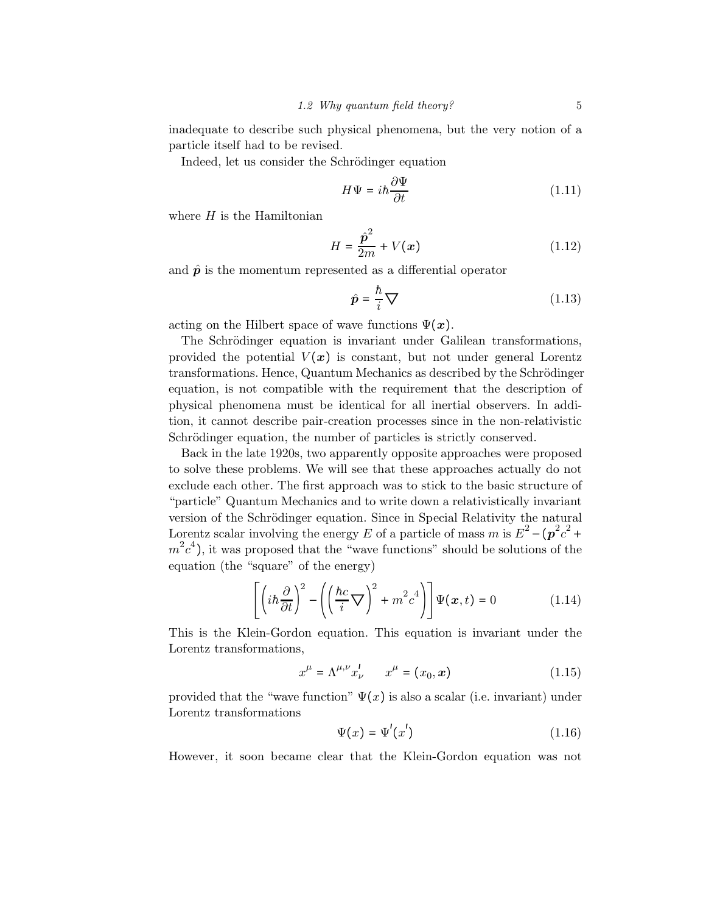inadequate to describe such physical phenomena, but the very notion of a particle itself had to be revised.

Indeed, let us consider the Schrödinger equation

$$H\Psi = i\hbar \frac{\partial \Psi}{\partial t} \tag{1.11}$$

where $H$ is the Hamiltonian

$$H = \frac{\hat{\boldsymbol{p}}^2}{2m} + V(\boldsymbol{x}) \tag{1.12}$$

and $\hat{\boldsymbol{p}}$ is the momentum represented as a differential operator

$$\hat{\boldsymbol{p}} = \frac{\hbar}{i} \nabla \tag{1.13}$$

acting on the Hilbert space of wave functions $\Psi(\boldsymbol{x})$.

The Schrödinger equation is invariant under Galilean transformations, provided the potential $V(\boldsymbol{x})$ is constant, but not under general Lorentz transformations. Hence, Quantum Mechanics as described by the Schrödinger equation, is not compatible with the requirement that the description of physical phenomena must be identical for all inertial observers. In addition, it cannot describe pair-creation processes since in the non-relativistic Schrödinger equation, the number of particles is strictly conserved.

Back in the late 1920s, two apparently opposite approaches were proposed to solve these problems. We will see that these approaches actually do not exclude each other. The first approach was to stick to the basic structure of "particle" Quantum Mechanics and to write down a relativistically invariant version of the Schrödinger equation. Since in Special Relativity the natural Lorentz scalar involving the energy $E$ of a particle of mass $m$ is $E^2 - (\boldsymbol{p}^2 c^2 + m^2 c^4)$, it was proposed that the "wave functions" should be solutions of the equation (the "square" of the energy)

$$\left[ \left( i\hbar \frac{\partial}{\partial t} \right)^2 - \left( \left( \frac{\hbar c}{i} \nabla \right)^2 + m^2 c^4 \right) \right] \Psi(\boldsymbol{x}, t) = 0 \tag{1.14}$$

This is the Klein-Gordon equation. This equation is invariant under the Lorentz transformations,

$$x^\mu = \Lambda^{\mu,\nu} x'_\nu \qquad x^\mu = (x_0, \boldsymbol{x}) \tag{1.15}$$

provided that the "wave function" $\Psi(x)$ is also a scalar (i.e. invariant) under Lorentz transformations

$$\Psi(x) = \Psi'(x') \tag{1.16}$$

However, it soon became clear that the Klein-Gordon equation was not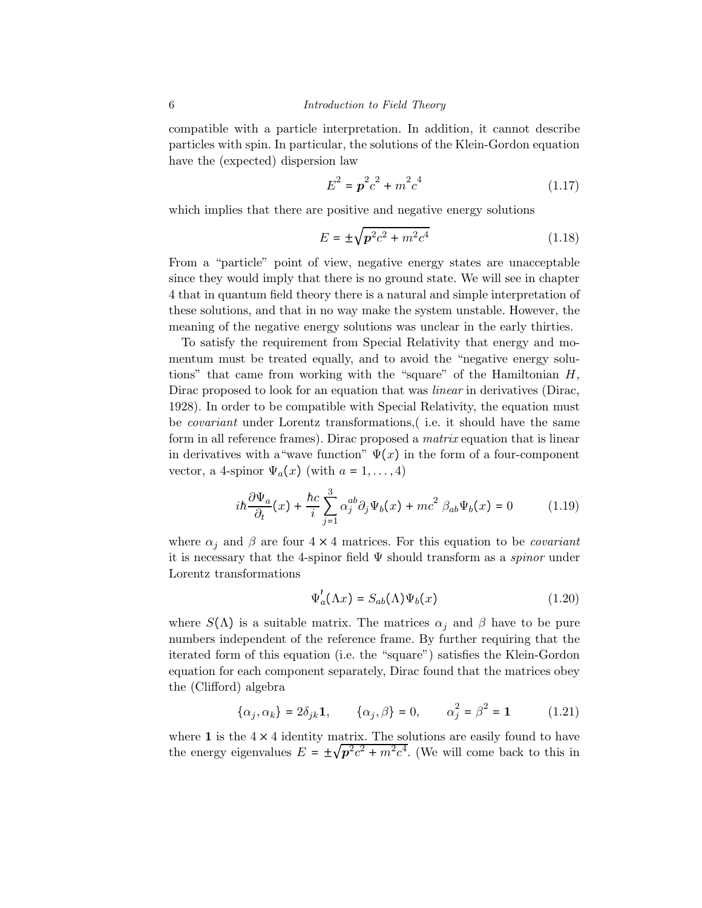compatible with a particle interpretation. In addition, it cannot describe particles with spin. In particular, the solutions of the Klein-Gordon equation have the (expected) dispersion law

$$E^2 = \boldsymbol{p}^2 c^2 + m^2 c^4 \tag{1.17}$$

which implies that there are positive and negative energy solutions

$$E = \pm\sqrt{\boldsymbol{p}^2 c^2 + m^2 c^4} \tag{1.18}$$

From a "particle" point of view, negative energy states are unacceptable since they would imply that there is no ground state. We will see in chapter 4 that in quantum field theory there is a natural and simple interpretation of these solutions, and that in no way make the system unstable. However, the meaning of the negative energy solutions was unclear in the early thirties.

To satisfy the requirement from Special Relativity that energy and momentum must be treated equally, and to avoid the "negative energy solutions" that came from working with the "square" of the Hamiltonian $H$, Dirac proposed to look for an equation that was *linear* in derivatives (Dirac, 1928). In order to be compatible with Special Relativity, the equation must be *covariant* under Lorentz transformations,( i.e. it should have the same form in all reference frames). Dirac proposed a *matrix* equation that is linear in derivatives with a"wave function" $\Psi(x)$ in the form of a four-component vector, a 4-spinor $\Psi_a(x)$ (with $a = 1, \ldots, 4$)

$$i\hbar \frac{\partial \Psi_a}{\partial_t}(x) + \frac{\hbar c}{i} \sum_{j=1}^{3} \alpha_j^{ab} \partial_j \Psi_b(x) + mc^2 \, \beta_{ab} \Psi_b(x) = 0 \tag{1.19}$$

where $\alpha_j$ and $\beta$ are four $4 \times 4$ matrices. For this equation to be *covariant* it is necessary that the 4-spinor field $\Psi$ should transform as a *spinor* under Lorentz transformations

$$\Psi'_a(\Lambda x) = S_{ab}(\Lambda)\Psi_b(x) \tag{1.20}$$

where $S(\Lambda)$ is a suitable matrix. The matrices $\alpha_j$ and $\beta$ have to be pure numbers independent of the reference frame. By further requiring that the iterated form of this equation (i.e. the "square") satisfies the Klein-Gordon equation for each component separately, Dirac found that the matrices obey the (Clifford) algebra

$$\{\alpha_j, \alpha_k\} = 2\delta_{jk}\mathbf{1}, \qquad \{\alpha_j, \beta\} = 0, \qquad \alpha_j^2 = \beta^2 = \mathbf{1} \tag{1.21}$$

where $\mathbf{1}$ is the $4 \times 4$ identity matrix. The solutions are easily found to have the energy eigenvalues $E = \pm\sqrt{\boldsymbol{p}^2 c^2 + m^2 c^4}$. (We will come back to this in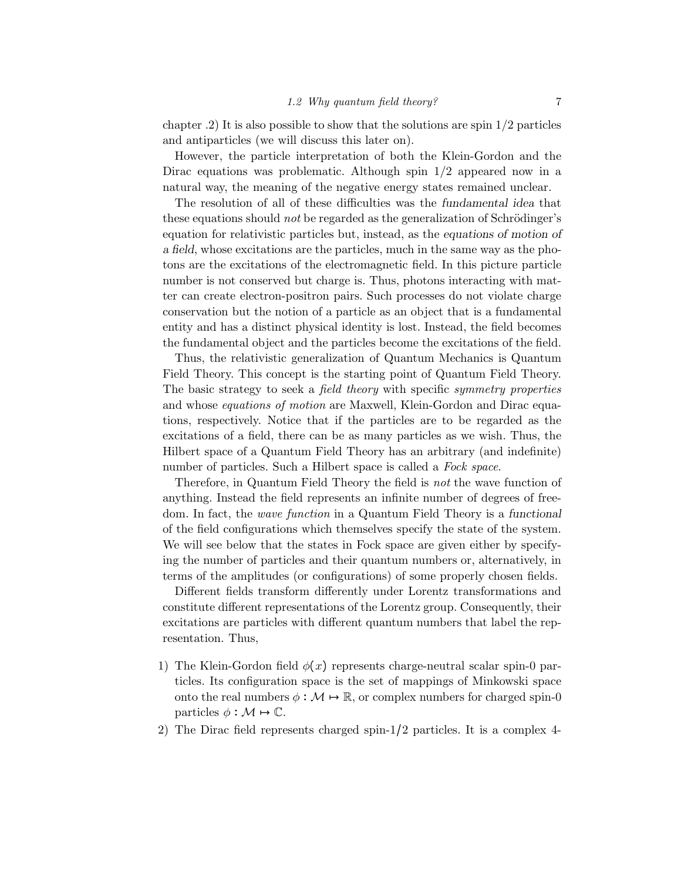chapter .2) It is also possible to show that the solutions are spin 1/2 particles and antiparticles (we will discuss this later on).

However, the particle interpretation of both the Klein-Gordon and the Dirac equations was problematic. Although spin 1/2 appeared now in a natural way, the meaning of the negative energy states remained unclear.

The resolution of all of these difficulties was the *fundamental idea* that these equations should *not* be regarded as the generalization of Schrödinger's equation for relativistic particles but, instead, as the *equations of motion of a field*, whose excitations are the particles, much in the same way as the photons are the excitations of the electromagnetic field. In this picture particle number is not conserved but charge is. Thus, photons interacting with matter can create electron-positron pairs. Such processes do not violate charge conservation but the notion of a particle as an object that is a fundamental entity and has a distinct physical identity is lost. Instead, the field becomes the fundamental object and the particles become the excitations of the field.

Thus, the relativistic generalization of Quantum Mechanics is Quantum Field Theory. This concept is the starting point of Quantum Field Theory. The basic strategy to seek a *field theory* with specific *symmetry properties* and whose *equations of motion* are Maxwell, Klein-Gordon and Dirac equations, respectively. Notice that if the particles are to be regarded as the excitations of a field, there can be as many particles as we wish. Thus, the Hilbert space of a Quantum Field Theory has an arbitrary (and indefinite) number of particles. Such a Hilbert space is called a *Fock space*.

Therefore, in Quantum Field Theory the field is *not* the wave function of anything. Instead the field represents an infinite number of degrees of freedom. In fact, the *wave function* in a Quantum Field Theory is a *functional* of the field configurations which themselves specify the state of the system. We will see below that the states in Fock space are given either by specifying the number of particles and their quantum numbers or, alternatively, in terms of the amplitudes (or configurations) of some properly chosen fields.

Different fields transform differently under Lorentz transformations and constitute different representations of the Lorentz group. Consequently, their excitations are particles with different quantum numbers that label the representation. Thus,

1) The Klein-Gordon field $\phi(x)$ represents charge-neutral scalar spin-0 particles. Its configuration space is the set of mappings of Minkowski space onto the real numbers $\phi : \mathcal{M} \mapsto \mathbb{R}$, or complex numbers for charged spin-0 particles $\phi : \mathcal{M} \mapsto \mathbb{C}$.
2) The Dirac field represents charged spin-1/2 particles. It is a complex 4-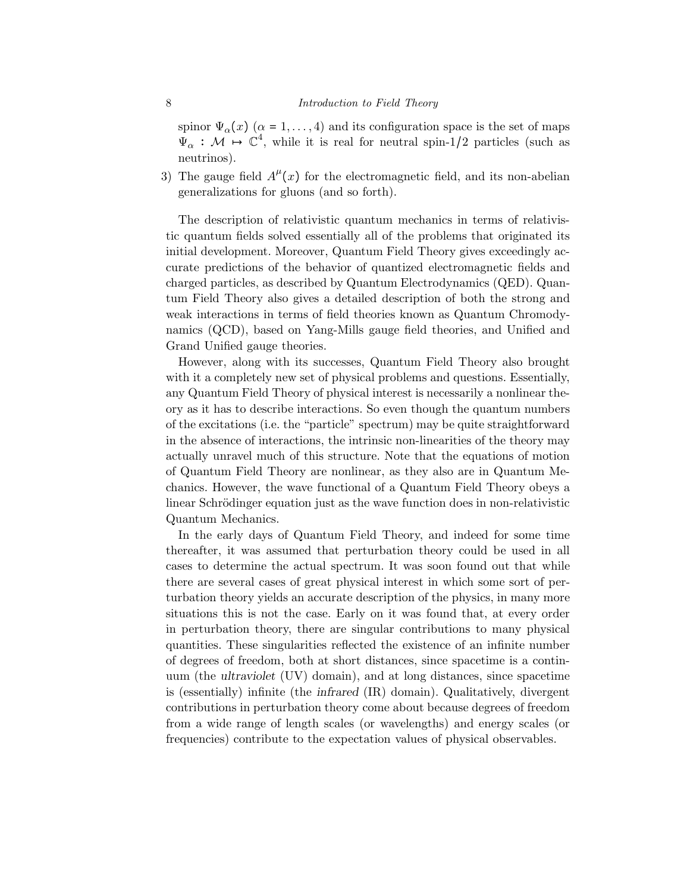spinor $\Psi_\alpha(x)$ ($\alpha = 1, \ldots, 4$) and its configuration space is the set of maps $\Psi_\alpha : \mathcal{M} \mapsto \mathbb{C}^4$, while it is real for neutral spin-1/2 particles (such as neutrinos).

3) The gauge field $A^\mu(x)$ for the electromagnetic field, and its non-abelian generalizations for gluons (and so forth).

The description of relativistic quantum mechanics in terms of relativistic quantum fields solved essentially all of the problems that originated its initial development. Moreover, Quantum Field Theory gives exceedingly accurate predictions of the behavior of quantized electromagnetic fields and charged particles, as described by Quantum Electrodynamics (QED). Quantum Field Theory also gives a detailed description of both the strong and weak interactions in terms of field theories known as Quantum Chromodynamics (QCD), based on Yang-Mills gauge field theories, and Unified and Grand Unified gauge theories.

However, along with its successes, Quantum Field Theory also brought with it a completely new set of physical problems and questions. Essentially, any Quantum Field Theory of physical interest is necessarily a nonlinear theory as it has to describe interactions. So even though the quantum numbers of the excitations (i.e. the "particle" spectrum) may be quite straightforward in the absence of interactions, the intrinsic non-linearities of the theory may actually unravel much of this structure. Note that the equations of motion of Quantum Field Theory are nonlinear, as they also are in Quantum Mechanics. However, the wave functional of a Quantum Field Theory obeys a linear Schrödinger equation just as the wave function does in non-relativistic Quantum Mechanics.

In the early days of Quantum Field Theory, and indeed for some time thereafter, it was assumed that perturbation theory could be used in all cases to determine the actual spectrum. It was soon found out that while there are several cases of great physical interest in which some sort of perturbation theory yields an accurate description of the physics, in many more situations this is not the case. Early on it was found that, at every order in perturbation theory, there are singular contributions to many physical quantities. These singularities reflected the existence of an infinite number of degrees of freedom, both at short distances, since spacetime is a continuum (the *ultraviolet* (UV) domain), and at long distances, since spacetime is (essentially) infinite (the *infrared* (IR) domain). Qualitatively, divergent contributions in perturbation theory come about because degrees of freedom from a wide range of length scales (or wavelengths) and energy scales (or frequencies) contribute to the expectation values of physical observables.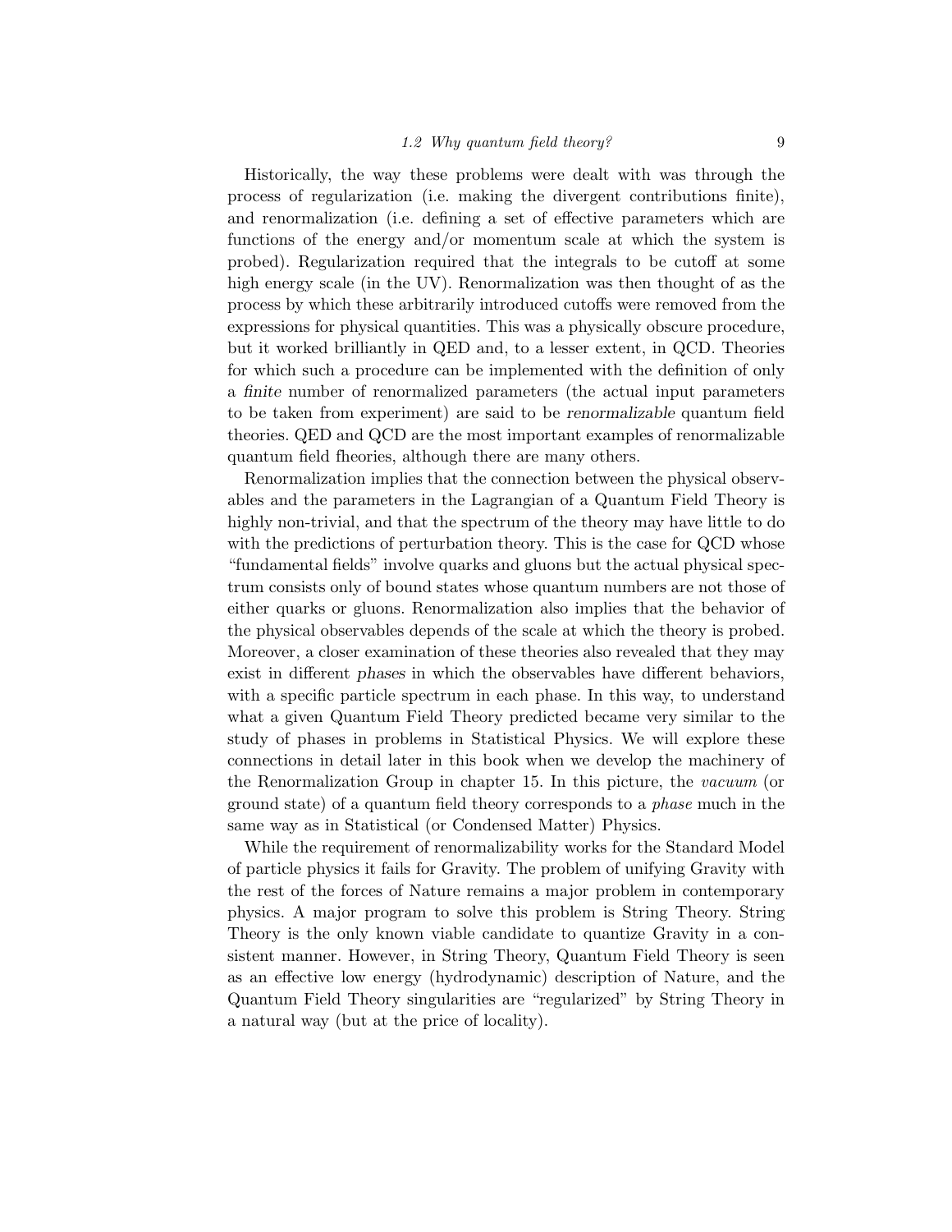Historically, the way these problems were dealt with was through the process of regularization (i.e. making the divergent contributions finite), and renormalization (i.e. defining a set of effective parameters which are functions of the energy and/or momentum scale at which the system is probed). Regularization required that the integrals to be cutoff at some high energy scale (in the UV). Renormalization was then thought of as the process by which these arbitrarily introduced cutoffs were removed from the expressions for physical quantities. This was a physically obscure procedure, but it worked brilliantly in QED and, to a lesser extent, in QCD. Theories for which such a procedure can be implemented with the definition of only a *finite* number of renormalized parameters (the actual input parameters to be taken from experiment) are said to be *renormalizable* quantum field theories. QED and QCD are the most important examples of renormalizable quantum field fheories, although there are many others.

Renormalization implies that the connection between the physical observables and the parameters in the Lagrangian of a Quantum Field Theory is highly non-trivial, and that the spectrum of the theory may have little to do with the predictions of perturbation theory. This is the case for QCD whose "fundamental fields" involve quarks and gluons but the actual physical spectrum consists only of bound states whose quantum numbers are not those of either quarks or gluons. Renormalization also implies that the behavior of the physical observables depends of the scale at which the theory is probed. Moreover, a closer examination of these theories also revealed that they may exist in different *phases* in which the observables have different behaviors, with a specific particle spectrum in each phase. In this way, to understand what a given Quantum Field Theory predicted became very similar to the study of phases in problems in Statistical Physics. We will explore these connections in detail later in this book when we develop the machinery of the Renormalization Group in chapter 15. In this picture, the *vacuum* (or ground state) of a quantum field theory corresponds to a *phase* much in the same way as in Statistical (or Condensed Matter) Physics.

While the requirement of renormalizability works for the Standard Model of particle physics it fails for Gravity. The problem of unifying Gravity with the rest of the forces of Nature remains a major problem in contemporary physics. A major program to solve this problem is String Theory. String Theory is the only known viable candidate to quantize Gravity in a consistent manner. However, in String Theory, Quantum Field Theory is seen as an effective low energy (hydrodynamic) description of Nature, and the Quantum Field Theory singularities are "regularized" by String Theory in a natural way (but at the price of locality).